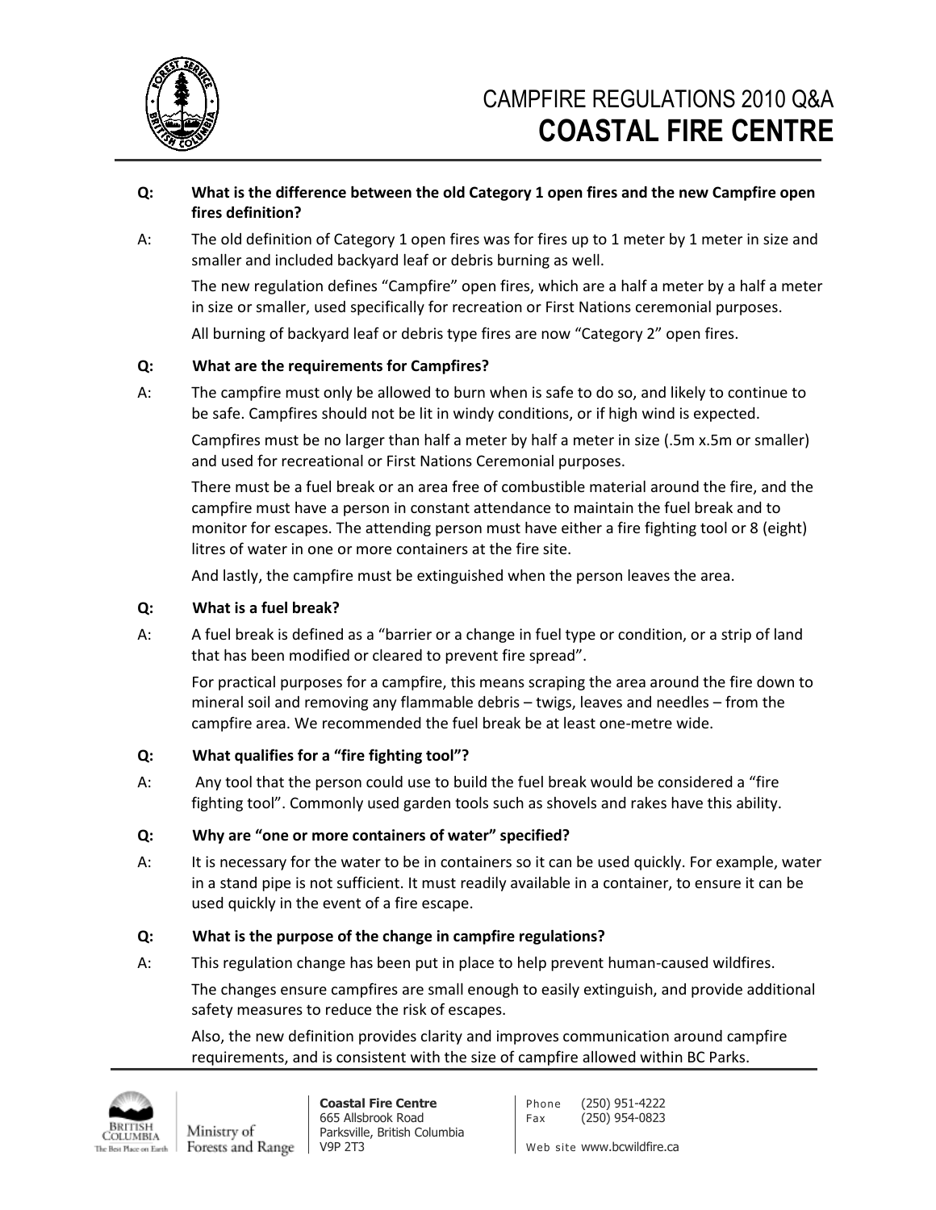# CAMPFIRE REGULATIONS 2010 Q&A

## COASTAL FIRE CENTRE

**Q: What is the difference between the old Category 1 open fires and the new Campfire open fires definition?**

A: The old definition of Category 1 open fires was for fires up to 1 meter by 1 meter in size and smaller and included backyard leaf or debris burning as well.

The new regulation defines "Campfire" open fires, which are a half a meter by a half a meter in size or smaller, used specifically for recreation or First Nations ceremonial purposes.

All burning of backyard leaf or debris type fires are now "Category 2" open fires.

**Q: What are the requirements for Campfires?**

A: The campfire must only be allowed to burn when is safe to do so, and likely to continue to be safe. Campfires should not be lit in windy conditions, or if high wind is expected.

Campfires must be no larger than half a meter by half a meter in size (.5m x.5m or smaller) and used for recreational or First Nations Ceremonial purposes.

There must be a fuel break or an area free of combustible material around the fire, and the campfire must have a person in constant attendance to maintain the fuel break and to monitor for escapes. The attending person must have either a fire fighting tool or 8 (eight) litres of water in one or more containers at the fire site.

And lastly, the campfire must be extinguished when the person leaves the area.

**Q: What is a fuel break?**

A: A fuel break is defined as a "barrier or a change in fuel type or condition, or a strip of land that has been modified or cleared to prevent fire spread".

For practical purposes for a campfire, this means scraping the area around the fire down to mineral soil and removing any flammable debris – twigs, leaves and needles – from the campfire area. We recommended the fuel break be at least one-metre wide.

**Q: What qualifies for a "fire fighting tool"?**

A: Any tool that the person could use to build the fuel break would be considered a "fire fighting tool". Commonly used garden tools such as shovels and rakes have this ability.

**Q: Why are "one or more containers of water" specified?**

A: It is necessary for the water to be in containers so it can be used quickly. For example, water in a stand pipe is not sufficient. It must readily available in a container, to ensure it can be used quickly in the event of a fire escape.

**Q: What is the purpose of the change in campfire regulations?**

A: This regulation change has been put in place to help prevent human-caused wildfires.

The changes ensure campfires are small enough to easily extinguish, and provide additional safety measures to reduce the risk of escapes.

Also, the new definition provides clarity and improves communication around campfire requirements, and is consistent with the size of campfire allowed within BC Parks.

British Columbia – The Best Place on Earth
Ministry of Forests and Range

**Coastal Fire Centre**
665 Allsbrook Road
Parksville, British Columbia
V9P 2T3

Phone (250) 951-4222
Fax (250) 954-0823

Web site www.bcwildfire.ca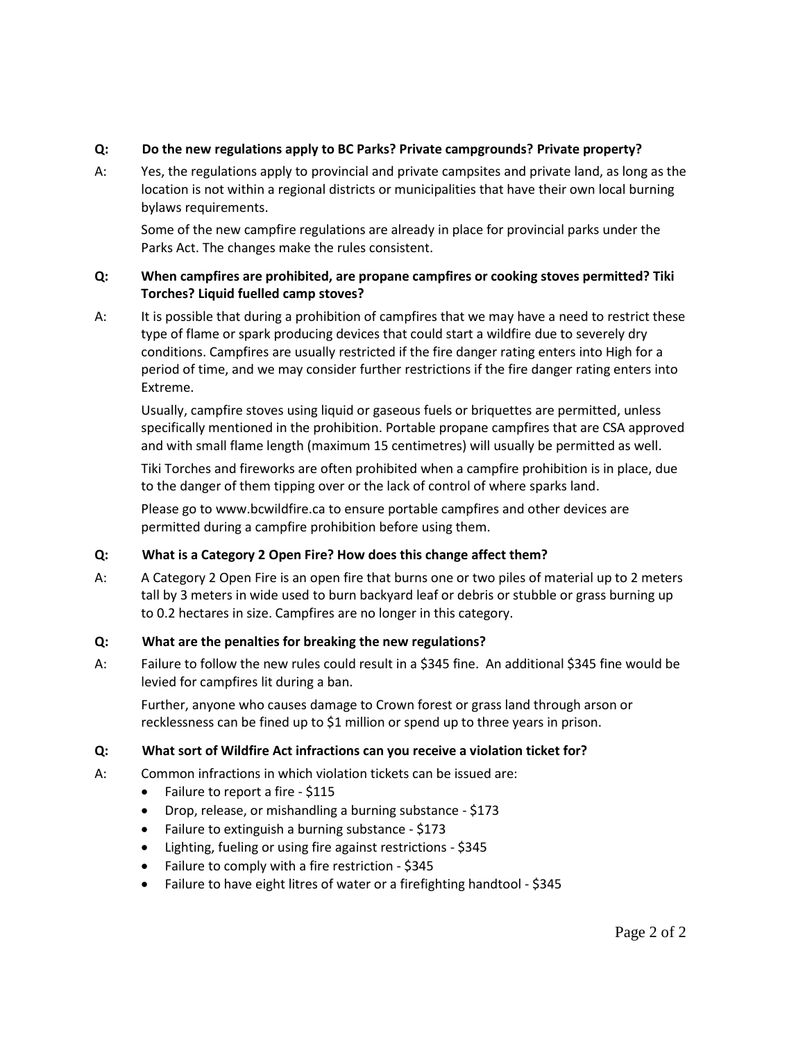**Q: Do the new regulations apply to BC Parks? Private campgrounds? Private property?**

A: Yes, the regulations apply to provincial and private campsites and private land, as long as the location is not within a regional districts or municipalities that have their own local burning bylaws requirements.

Some of the new campfire regulations are already in place for provincial parks under the Parks Act. The changes make the rules consistent.

**Q: When campfires are prohibited, are propane campfires or cooking stoves permitted? Tiki Torches? Liquid fuelled camp stoves?**

A: It is possible that during a prohibition of campfires that we may have a need to restrict these type of flame or spark producing devices that could start a wildfire due to severely dry conditions. Campfires are usually restricted if the fire danger rating enters into High for a period of time, and we may consider further restrictions if the fire danger rating enters into Extreme.

Usually, campfire stoves using liquid or gaseous fuels or briquettes are permitted, unless specifically mentioned in the prohibition. Portable propane campfires that are CSA approved and with small flame length (maximum 15 centimetres) will usually be permitted as well.

Tiki Torches and fireworks are often prohibited when a campfire prohibition is in place, due to the danger of them tipping over or the lack of control of where sparks land.

Please go to www.bcwildfire.ca to ensure portable campfires and other devices are permitted during a campfire prohibition before using them.

**Q: What is a Category 2 Open Fire? How does this change affect them?**

A: A Category 2 Open Fire is an open fire that burns one or two piles of material up to 2 meters tall by 3 meters in wide used to burn backyard leaf or debris or stubble or grass burning up to 0.2 hectares in size. Campfires are no longer in this category.

**Q: What are the penalties for breaking the new regulations?**

A: Failure to follow the new rules could result in a $345 fine. An additional $345 fine would be levied for campfires lit during a ban.

Further, anyone who causes damage to Crown forest or grass land through arson or recklessness can be fined up to $1 million or spend up to three years in prison.

**Q: What sort of Wildfire Act infractions can you receive a violation ticket for?**

A: Common infractions in which violation tickets can be issued are:

- Failure to report a fire - $115
- Drop, release, or mishandling a burning substance - $173
- Failure to extinguish a burning substance - $173
- Lighting, fueling or using fire against restrictions - $345
- Failure to comply with a fire restriction - $345
- Failure to have eight litres of water or a firefighting handtool - $345